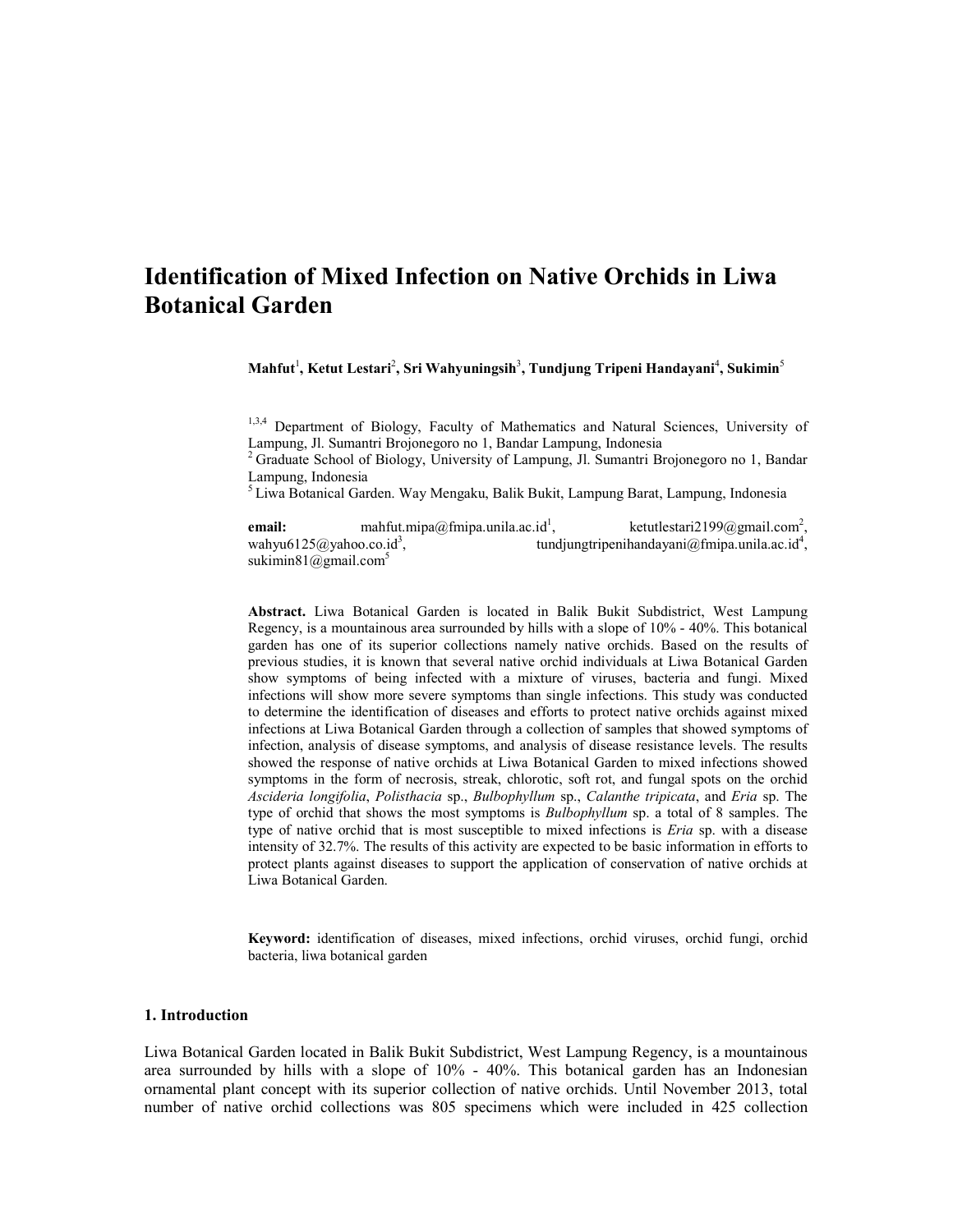# Identification of Mixed Infection on Native Orchids in Liwa Botanical Garden

**Mahfut**[1], **Ketut Lestari**[2], **Sri Wahyuningsih**[3], **Tundjung Tripeni Handayani**[4], **Sukimin**[5]

[1,3,4] Department of Biology, Faculty of Mathematics and Natural Sciences, University of Lampung, Jl. Sumantri Brojonegoro no 1, Bandar Lampung, Indonesia
[2] Graduate School of Biology, University of Lampung, Jl. Sumantri Brojonegoro no 1, Bandar Lampung, Indonesia
[5] Liwa Botanical Garden. Way Mengaku, Balik Bukit, Lampung Barat, Lampung, Indonesia

**email:** mahfut.mipa@fmipa.unila.ac.id[1], ketutlestari2199@gmail.com[2], wahyu6125@yahoo.co.id[3], tundjungtripenihandayani@fmipa.unila.ac.id[4], sukimin81@gmail.com[5]

**Abstract.** Liwa Botanical Garden is located in Balik Bukit Subdistrict, West Lampung Regency, is a mountainous area surrounded by hills with a slope of 10% - 40%. This botanical garden has one of its superior collections namely native orchids. Based on the results of previous studies, it is known that several native orchid individuals at Liwa Botanical Garden show symptoms of being infected with a mixture of viruses, bacteria and fungi. Mixed infections will show more severe symptoms than single infections. This study was conducted to determine the identification of diseases and efforts to protect native orchids against mixed infections at Liwa Botanical Garden through a collection of samples that showed symptoms of infection, analysis of disease symptoms, and analysis of disease resistance levels. The results showed the response of native orchids at Liwa Botanical Garden to mixed infections showed symptoms in the form of necrosis, streak, chlorotic, soft rot, and fungal spots on the orchid *Ascideria longifolia*, *Polisthacia* sp., *Bulbophyllum* sp., *Calanthe tripicata*, and *Eria* sp. The type of orchid that shows the most symptoms is *Bulbophyllum* sp. a total of 8 samples. The type of native orchid that is most susceptible to mixed infections is *Eria* sp. with a disease intensity of 32.7%. The results of this activity are expected to be basic information in efforts to protect plants against diseases to support the application of conservation of native orchids at Liwa Botanical Garden.

**Keyword:** identification of diseases, mixed infections, orchid viruses, orchid fungi, orchid bacteria, liwa botanical garden

## 1. Introduction

Liwa Botanical Garden located in Balik Bukit Subdistrict, West Lampung Regency, is a mountainous area surrounded by hills with a slope of 10% - 40%. This botanical garden has an Indonesian ornamental plant concept with its superior collection of native orchids. Until November 2013, total number of native orchid collections was 805 specimens which were included in 425 collection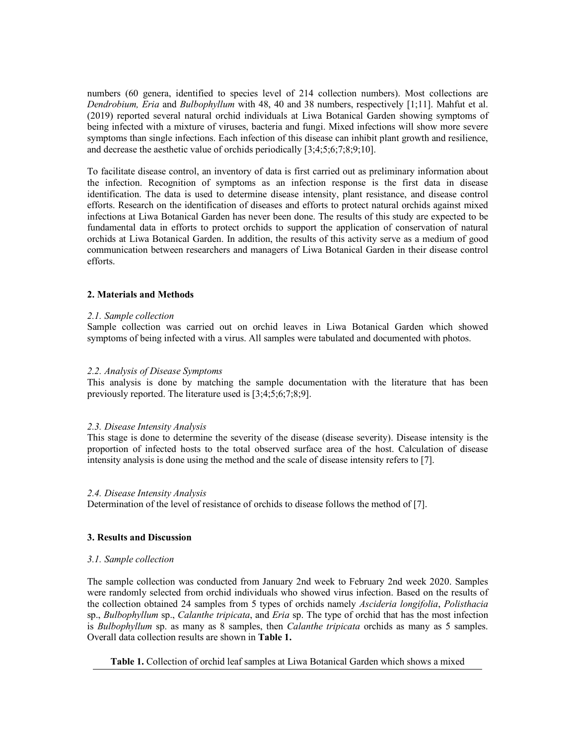numbers (60 genera, identified to species level of 214 collection numbers). Most collections are *Dendrobium, Eria* and *Bulbophyllum* with 48, 40 and 38 numbers, respectively [1;11]. Mahfut et al. (2019) reported several natural orchid individuals at Liwa Botanical Garden showing symptoms of being infected with a mixture of viruses, bacteria and fungi. Mixed infections will show more severe symptoms than single infections. Each infection of this disease can inhibit plant growth and resilience, and decrease the aesthetic value of orchids periodically [3;4;5;6;7;8;9;10].

To facilitate disease control, an inventory of data is first carried out as preliminary information about the infection. Recognition of symptoms as an infection response is the first data in disease identification. The data is used to determine disease intensity, plant resistance, and disease control efforts. Research on the identification of diseases and efforts to protect natural orchids against mixed infections at Liwa Botanical Garden has never been done. The results of this study are expected to be fundamental data in efforts to protect orchids to support the application of conservation of natural orchids at Liwa Botanical Garden. In addition, the results of this activity serve as a medium of good communication between researchers and managers of Liwa Botanical Garden in their disease control efforts.

## 2. Materials and Methods

### *2.1. Sample collection*

Sample collection was carried out on orchid leaves in Liwa Botanical Garden which showed symptoms of being infected with a virus. All samples were tabulated and documented with photos.

### *2.2. Analysis of Disease Symptoms*

This analysis is done by matching the sample documentation with the literature that has been previously reported. The literature used is [3;4;5;6;7;8;9].

### *2.3. Disease Intensity Analysis*

This stage is done to determine the severity of the disease (disease severity). Disease intensity is the proportion of infected hosts to the total observed surface area of the host. Calculation of disease intensity analysis is done using the method and the scale of disease intensity refers to [7].

### *2.4. Disease Intensity Analysis*

Determination of the level of resistance of orchids to disease follows the method of [7].

## 3. Results and Discussion

### *3.1. Sample collection*

The sample collection was conducted from January 2nd week to February 2nd week 2020. Samples were randomly selected from orchid individuals who showed virus infection. Based on the results of the collection obtained 24 samples from 5 types of orchids namely *Ascideria longifolia*, *Polisthacia* sp., *Bulbophyllum* sp., *Calanthe tripicata*, and *Eria* sp. The type of orchid that has the most infection is *Bulbophyllum* sp. as many as 8 samples, then *Calanthe tripicata* orchids as many as 5 samples. Overall data collection results are shown in **Table 1.**

**Table 1.** Collection of orchid leaf samples at Liwa Botanical Garden which shows a mixed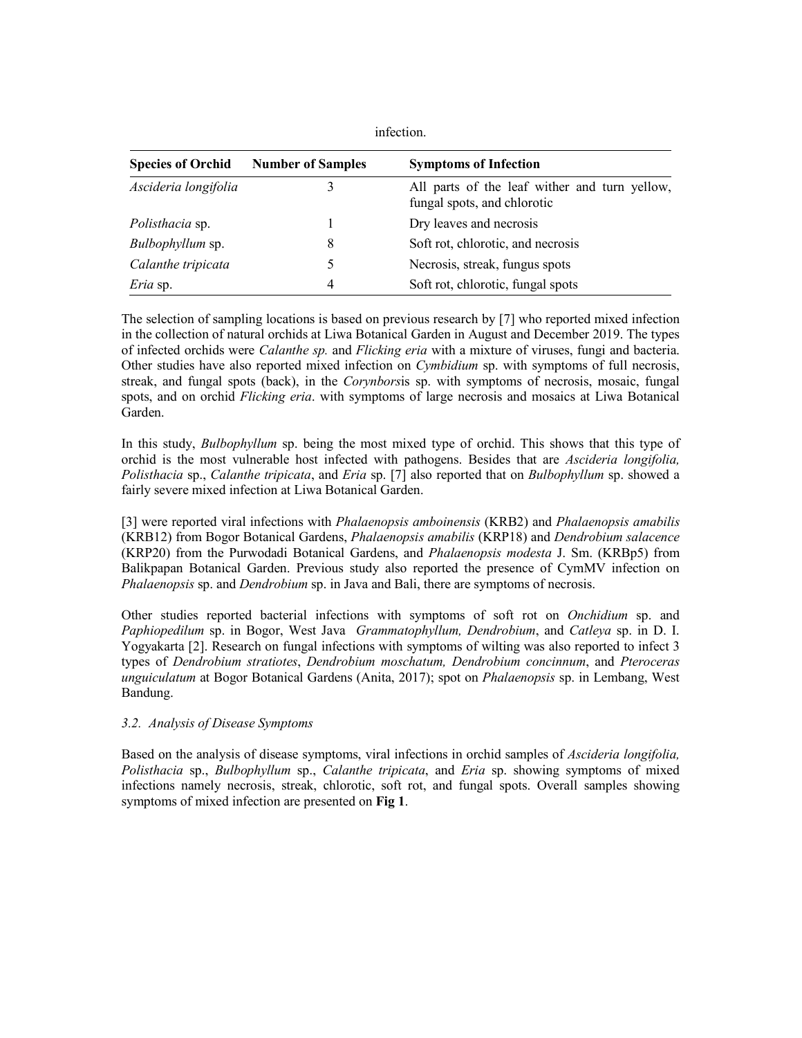infection.

| Species of Orchid | Number of Samples | Symptoms of Infection |
|---|---|---|
| *Ascideria longifolia* | 3 | All parts of the leaf wither and turn yellow, fungal spots, and chlorotic |
| *Polisthacia* sp. | 1 | Dry leaves and necrosis |
| *Bulbophyllum* sp. | 8 | Soft rot, chlorotic, and necrosis |
| *Calanthe tripicata* | 5 | Necrosis, streak, fungus spots |
| *Eria* sp. | 4 | Soft rot, chlorotic, fungal spots |

The selection of sampling locations is based on previous research by [7] who reported mixed infection in the collection of natural orchids at Liwa Botanical Garden in August and December 2019. The types of infected orchids were *Calanthe sp.* and *Flicking eria* with a mixture of viruses, fungi and bacteria. Other studies have also reported mixed infection on *Cymbidium* sp. with symptoms of full necrosis, streak, and fungal spots (back), in the *Corynbors*is sp. with symptoms of necrosis, mosaic, fungal spots, and on orchid *Flicking eria*. with symptoms of large necrosis and mosaics at Liwa Botanical Garden.

In this study, *Bulbophyllum* sp. being the most mixed type of orchid. This shows that this type of orchid is the most vulnerable host infected with pathogens. Besides that are *Ascideria longifolia, Polisthacia* sp., *Calanthe tripicata*, and *Eria* sp. [7] also reported that on *Bulbophyllum* sp. showed a fairly severe mixed infection at Liwa Botanical Garden.

[3] were reported viral infections with *Phalaenopsis amboinensis* (KRB2) and *Phalaenopsis amabilis* (KRB12) from Bogor Botanical Gardens, *Phalaenopsis amabilis* (KRP18) and *Dendrobium salacence* (KRP20) from the Purwodadi Botanical Gardens, and *Phalaenopsis modesta* J. Sm. (KRBp5) from Balikpapan Botanical Garden. Previous study also reported the presence of CymMV infection on *Phalaenopsis* sp. and *Dendrobium* sp. in Java and Bali, there are symptoms of necrosis.

Other studies reported bacterial infections with symptoms of soft rot on *Onchidium* sp. and *Paphiopedilum* sp. in Bogor, West Java *Grammatophyllum, Dendrobium*, and *Catleya* sp. in D. I. Yogyakarta [2]. Research on fungal infections with symptoms of wilting was also reported to infect 3 types of *Dendrobium stratiotes*, *Dendrobium moschatum, Dendrobium concinnum*, and *Pteroceras unguiculatum* at Bogor Botanical Gardens (Anita, 2017); spot on *Phalaenopsis* sp. in Lembang, West Bandung.

### *3.2. Analysis of Disease Symptoms*

Based on the analysis of disease symptoms, viral infections in orchid samples of *Ascideria longifolia, Polisthacia* sp., *Bulbophyllum* sp., *Calanthe tripicata*, and *Eria* sp. showing symptoms of mixed infections namely necrosis, streak, chlorotic, soft rot, and fungal spots. Overall samples showing symptoms of mixed infection are presented on **Fig 1**.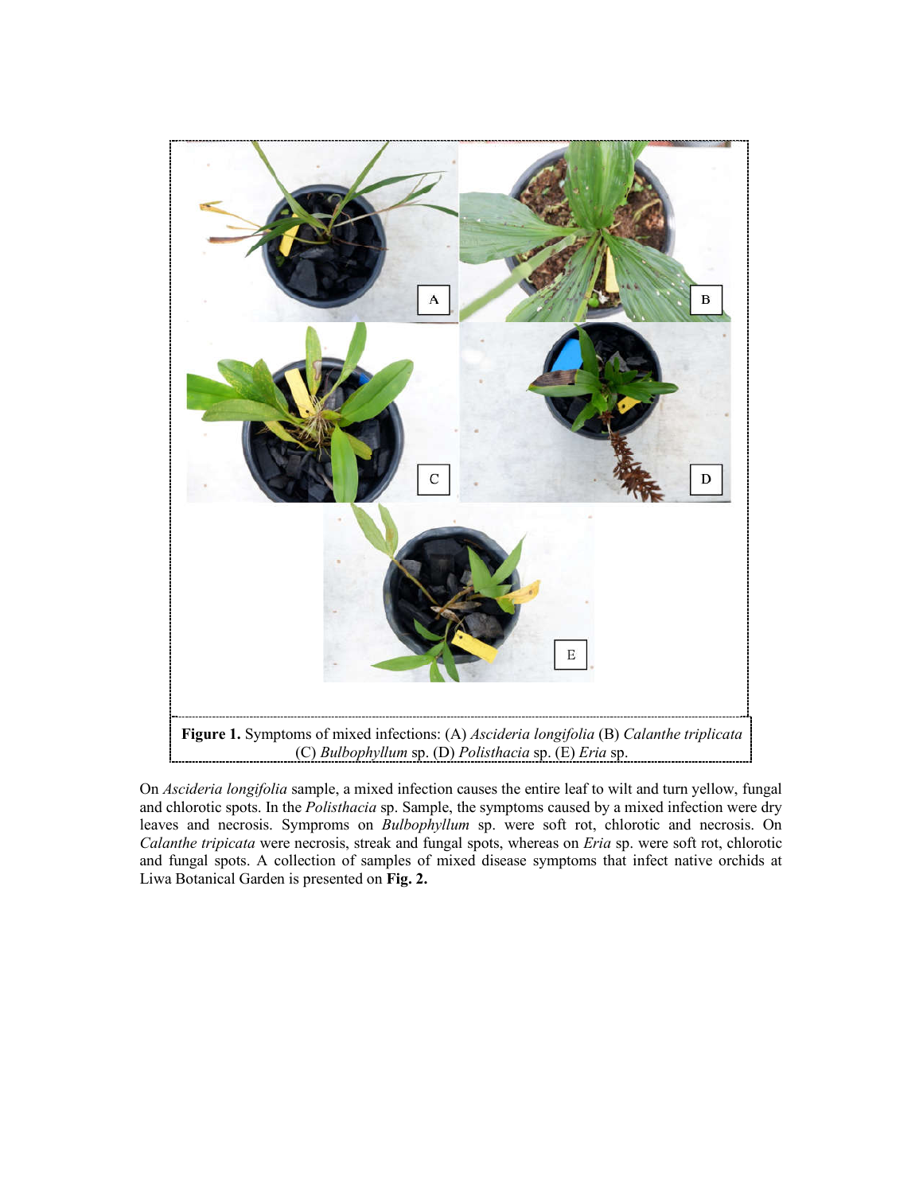**Figure 1.** Symptoms of mixed infections: (A) *Ascideria longifolia* (B) *Calanthe triplicata* (C) *Bulbophyllum* sp. (D) *Polisthacia* sp. (E) *Eria* sp.

On *Ascideria longifolia* sample, a mixed infection causes the entire leaf to wilt and turn yellow, fungal and chlorotic spots. In the *Polisthacia* sp. Sample, the symptoms caused by a mixed infection were dry leaves and necrosis. Symproms on *Bulbophyllum* sp. were soft rot, chlorotic and necrosis. On *Calanthe tripicata* were necrosis, streak and fungal spots, whereas on *Eria* sp. were soft rot, chlorotic and fungal spots. A collection of samples of mixed disease symptoms that infect native orchids at Liwa Botanical Garden is presented on **Fig. 2.**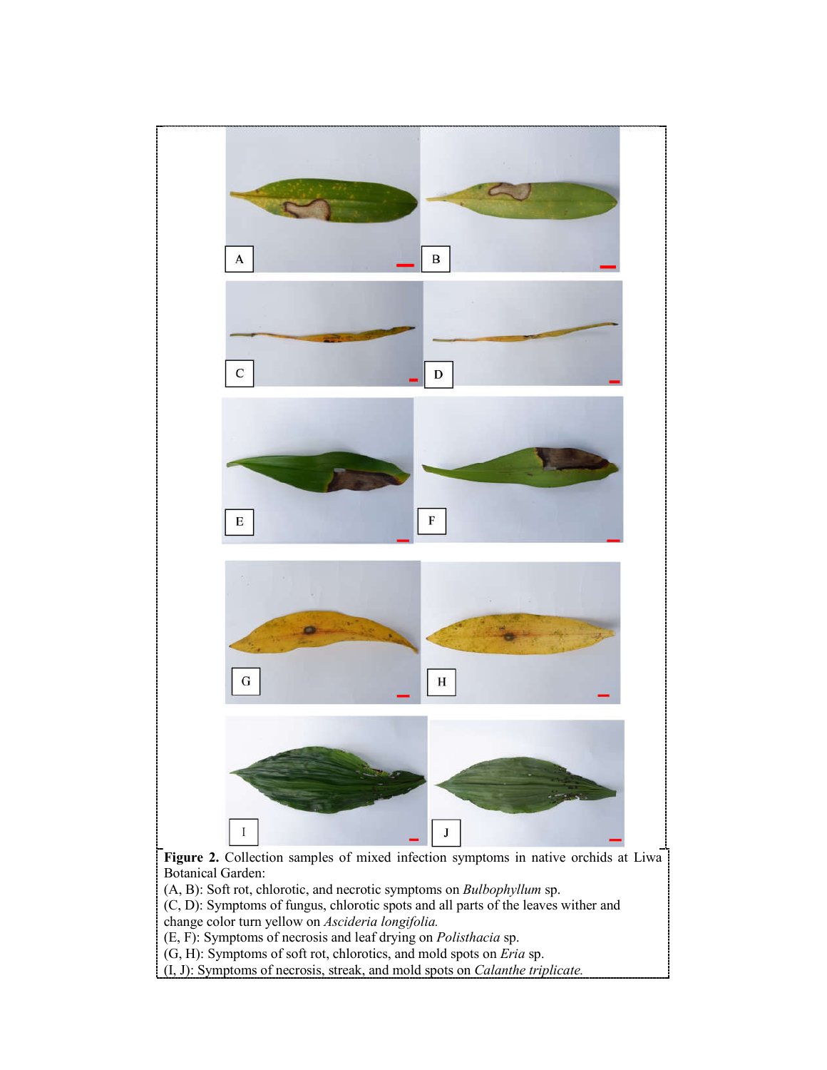**Figure 2.** Collection samples of mixed infection symptoms in native orchids at Liwa Botanical Garden:

(A, B): Soft rot, chlorotic, and necrotic symptoms on *Bulbophyllum* sp.

(C, D): Symptoms of fungus, chlorotic spots and all parts of the leaves wither and change color turn yellow on *Ascideria longifolia.*

(E, F): Symptoms of necrosis and leaf drying on *Polisthacia* sp.

(G, H): Symptoms of soft rot, chlorotics, and mold spots on *Eria* sp.

(I, J): Symptoms of necrosis, streak, and mold spots on *Calanthe triplicate.*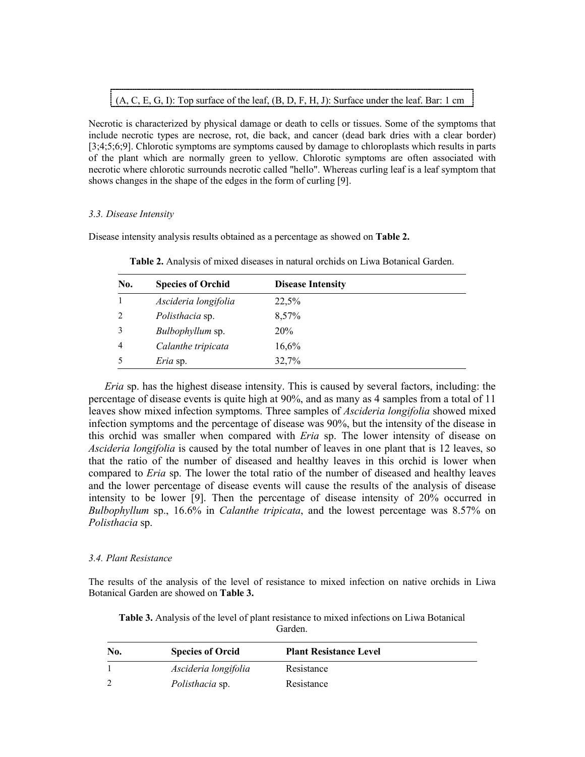(A, C, E, G, I): Top surface of the leaf, (B, D, F, H, J): Surface under the leaf. Bar: 1 cm

Necrotic is characterized by physical damage or death to cells or tissues. Some of the symptoms that include necrotic types are necrose, rot, die back, and cancer (dead bark dries with a clear border) [3;4;5;6;9]. Chlorotic symptoms are symptoms caused by damage to chloroplasts which results in parts of the plant which are normally green to yellow. Chlorotic symptoms are often associated with necrotic where chlorotic surrounds necrotic called "hello". Whereas curling leaf is a leaf symptom that shows changes in the shape of the edges in the form of curling [9].

### *3.3. Disease Intensity*

Disease intensity analysis results obtained as a percentage as showed on **Table 2.**

**Table 2.** Analysis of mixed diseases in natural orchids on Liwa Botanical Garden.

| No. | Species of Orchid | Disease Intensity |
|---|---|---|
| 1 | *Ascideria longifolia* | 22,5% |
| 2 | *Polisthacia* sp. | 8,57% |
| 3 | *Bulbophyllum* sp. | 20% |
| 4 | *Calanthe tripicata* | 16,6% |
| 5 | *Eria* sp. | 32,7% |

*Eria* sp. has the highest disease intensity. This is caused by several factors, including: the percentage of disease events is quite high at 90%, and as many as 4 samples from a total of 11 leaves show mixed infection symptoms. Three samples of *Ascideria longifolia* showed mixed infection symptoms and the percentage of disease was 90%, but the intensity of the disease in this orchid was smaller when compared with *Eria* sp. The lower intensity of disease on *Ascideria longifolia* is caused by the total number of leaves in one plant that is 12 leaves, so that the ratio of the number of diseased and healthy leaves in this orchid is lower when compared to *Eria* sp. The lower the total ratio of the number of diseased and healthy leaves and the lower percentage of disease events will cause the results of the analysis of disease intensity to be lower [9]. Then the percentage of disease intensity of 20% occurred in *Bulbophyllum* sp., 16.6% in *Calanthe tripicata*, and the lowest percentage was 8.57% on *Polisthacia* sp.

### *3.4. Plant Resistance*

The results of the analysis of the level of resistance to mixed infection on native orchids in Liwa Botanical Garden are showed on **Table 3.**

**Table 3.** Analysis of the level of plant resistance to mixed infections on Liwa Botanical Garden.

| No. | Species of Orcid | Plant Resistance Level |
|---|---|---|
| 1 | *Ascideria longifolia* | Resistance |
| 2 | *Polisthacia* sp. | Resistance |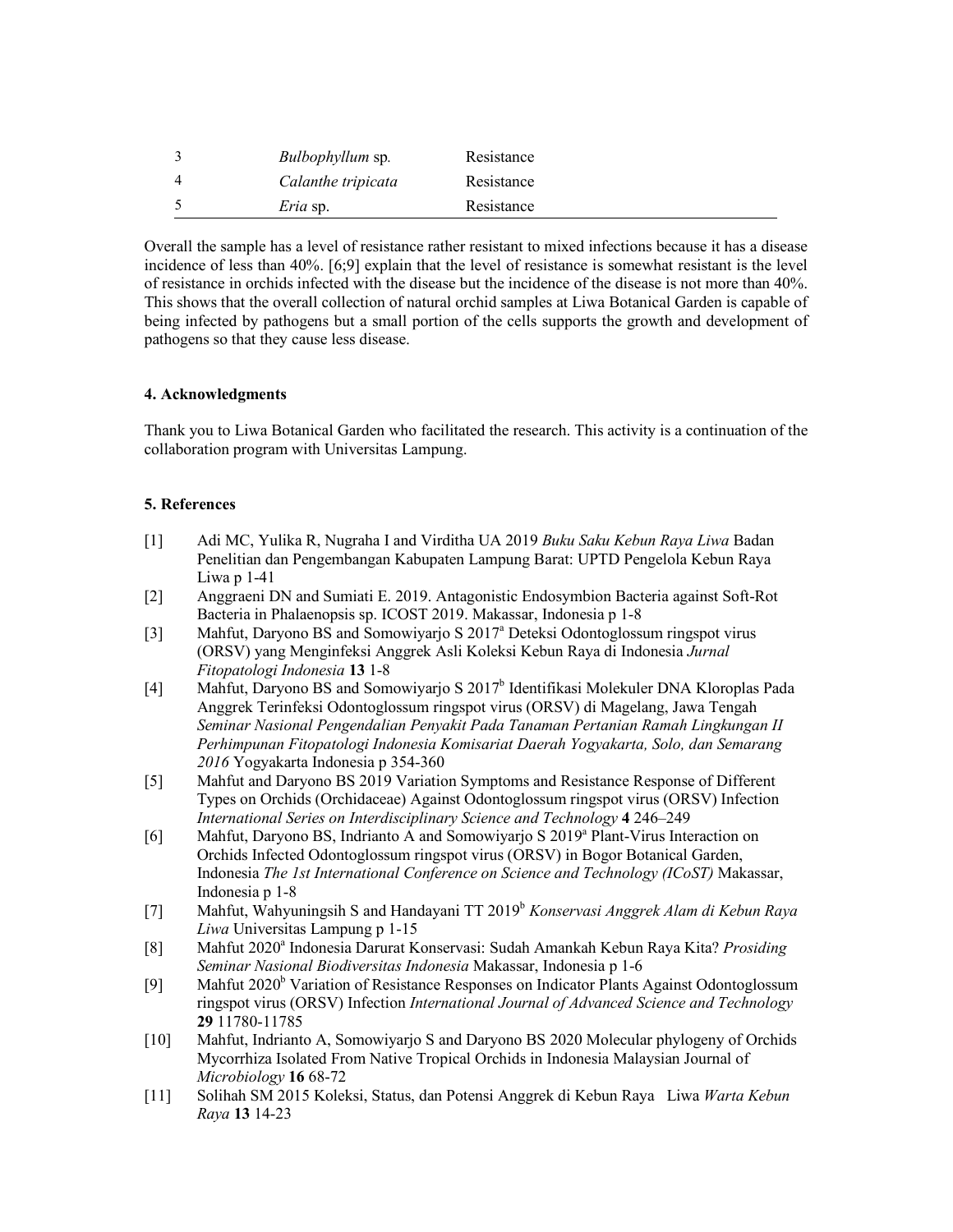| | | |
|---|---|---|
| 3 | *Bulbophyllum* sp. | Resistance |
| 4 | *Calanthe tripicata* | Resistance |
| 5 | *Eria* sp. | Resistance |

Overall the sample has a level of resistance rather resistant to mixed infections because it has a disease incidence of less than 40%. [6;9] explain that the level of resistance is somewhat resistant is the level of resistance in orchids infected with the disease but the incidence of the disease is not more than 40%. This shows that the overall collection of natural orchid samples at Liwa Botanical Garden is capable of being infected by pathogens but a small portion of the cells supports the growth and development of pathogens so that they cause less disease.

## 4. Acknowledgments

Thank you to Liwa Botanical Garden who facilitated the research. This activity is a continuation of the collaboration program with Universitas Lampung.

## 5. References

[1] Adi MC, Yulika R, Nugraha I and Virditha UA 2019 *Buku Saku Kebun Raya Liwa* Badan Penelitian dan Pengembangan Kabupaten Lampung Barat: UPTD Pengelola Kebun Raya Liwa p 1-41

[2] Anggraeni DN and Sumiati E. 2019. Antagonistic Endosymbion Bacteria against Soft-Rot Bacteria in Phalaenopsis sp. ICOST 2019. Makassar, Indonesia p 1-8

[3] Mahfut, Daryono BS and Somowiyarjo S 2017[a] Deteksi Odontoglossum ringspot virus (ORSV) yang Menginfeksi Anggrek Asli Koleksi Kebun Raya di Indonesia *Jurnal Fitopatologi Indonesia* **13** 1-8

[4] Mahfut, Daryono BS and Somowiyarjo S 2017[b] Identifikasi Molekuler DNA Kloroplas Pada Anggrek Terinfeksi Odontoglossum ringspot virus (ORSV) di Magelang, Jawa Tengah *Seminar Nasional Pengendalian Penyakit Pada Tanaman Pertanian Ramah Lingkungan II Perhimpunan Fitopatologi Indonesia Komisariat Daerah Yogyakarta, Solo, dan Semarang 2016* Yogyakarta Indonesia p 354-360

[5] Mahfut and Daryono BS 2019 Variation Symptoms and Resistance Response of Different Types on Orchids (Orchidaceae) Against Odontoglossum ringspot virus (ORSV) Infection *International Series on Interdisciplinary Science and Technology* **4** 246–249

[6] Mahfut, Daryono BS, Indrianto A and Somowiyarjo S 2019[a] Plant-Virus Interaction on Orchids Infected Odontoglossum ringspot virus (ORSV) in Bogor Botanical Garden, Indonesia *The 1st International Conference on Science and Technology (ICoST)* Makassar, Indonesia p 1-8

[7] Mahfut, Wahyuningsih S and Handayani TT 2019[b] *Konservasi Anggrek Alam di Kebun Raya Liwa* Universitas Lampung p 1-15

[8] Mahfut 2020[a] Indonesia Darurat Konservasi: Sudah Amankah Kebun Raya Kita? *Prosiding Seminar Nasional Biodiversitas Indonesia* Makassar, Indonesia p 1-6

[9] Mahfut 2020[b] Variation of Resistance Responses on Indicator Plants Against Odontoglossum ringspot virus (ORSV) Infection *International Journal of Advanced Science and Technology* **29** 11780-11785

[10] Mahfut, Indrianto A, Somowiyarjo S and Daryono BS 2020 Molecular phylogeny of Orchids Mycorrhiza Isolated From Native Tropical Orchids in Indonesia Malaysian Journal of *Microbiology* **16** 68-72

[11] Solihah SM 2015 Koleksi, Status, dan Potensi Anggrek di Kebun Raya Liwa *Warta Kebun Raya* **13** 14-23